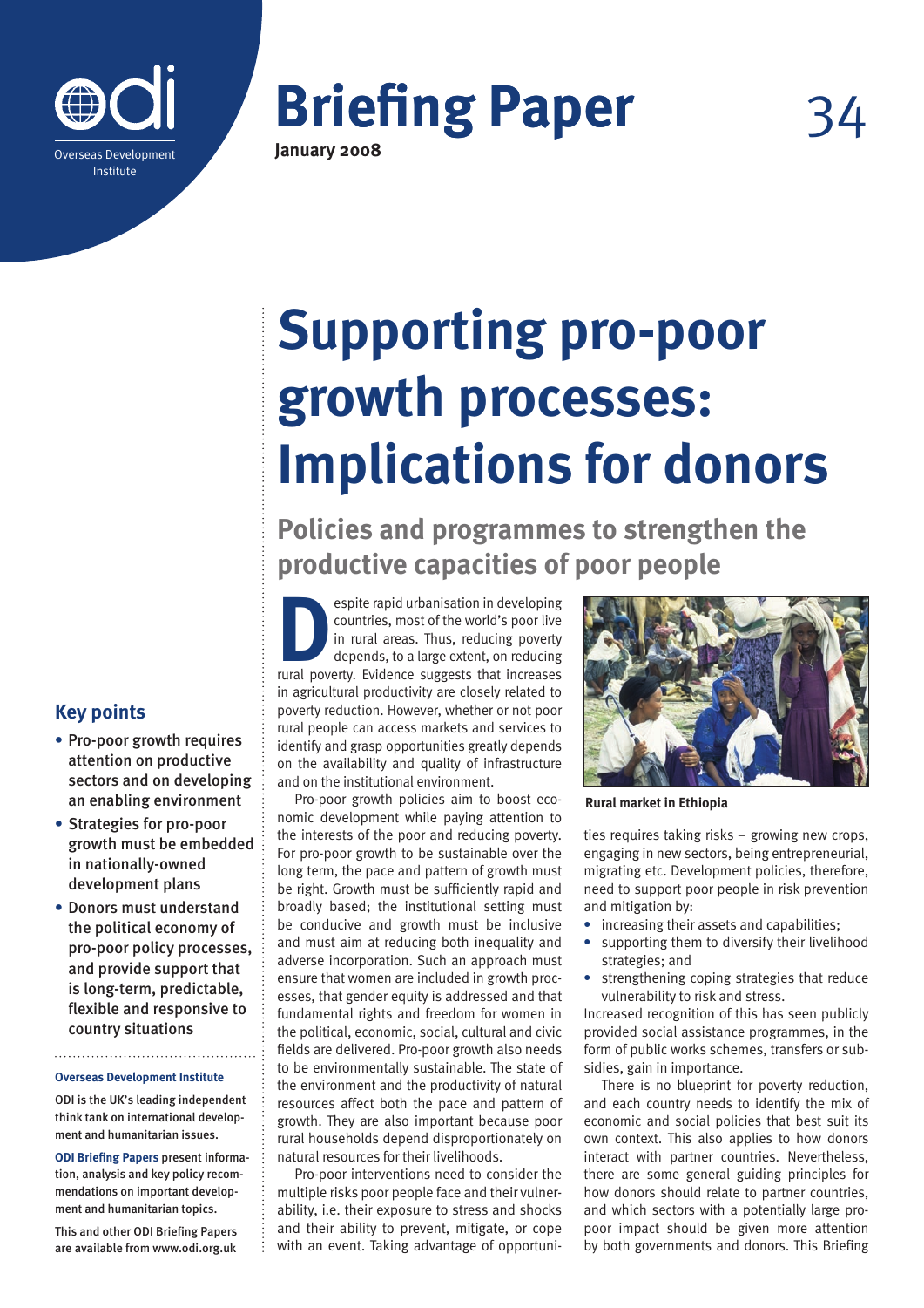Overseas Development Institute

# Briefing Paper 34

**January 2008**

# Supporting pro-poor growth processes: Implications for donors

## Policies and programmes to strengthen the productive capacities of poor people

Despite rapid urbanisation in developing countries, most of the world's poor live in rural areas. Thus, reducing poverty depends, to a large extent, on reducing rural poverty. Evidence suggests that increases in agricultural productivity are closely related to poverty reduction. However, whether or not poor rural people can access markets and services to identify and grasp opportunities greatly depends on the availability and quality of infrastructure and on the institutional environment.

Pro-poor growth policies aim to boost economic development while paying attention to the interests of the poor and reducing poverty. For pro-poor growth to be sustainable over the long term, the pace and pattern of growth must be right. Growth must be sufficiently rapid and broadly based; the institutional setting must be conducive and growth must be inclusive and must aim at reducing both inequality and adverse incorporation. Such an approach must ensure that women are included in growth processes, that gender equity is addressed and that fundamental rights and freedom for women in the political, economic, social, cultural and civic fields are delivered. Pro-poor growth also needs to be environmentally sustainable. The state of the environment and the productivity of natural resources affect both the pace and pattern of growth. They are also important because poor rural households depend disproportionately on natural resources for their livelihoods.

Pro-poor interventions need to consider the multiple risks poor people face and their vulnerability, i.e. their exposure to stress and shocks and their ability to prevent, mitigate, or cope with an event. Taking advantage of opportunities requires taking risks – growing new crops, engaging in new sectors, being entrepreneurial, migrating etc. Development policies, therefore, need to support poor people in risk prevention and mitigation by:

- increasing their assets and capabilities;
- supporting them to diversify their livelihood strategies; and
- strengthening coping strategies that reduce vulnerability to risk and stress.

Increased recognition of this has seen publicly provided social assistance programmes, in the form of public works schemes, transfers or subsidies, gain in importance.

There is no blueprint for poverty reduction, and each country needs to identify the mix of economic and social policies that best suit its own context. This also applies to how donors interact with partner countries. Nevertheless, there are some general guiding principles for how donors should relate to partner countries, and which sectors with a potentially large pro-poor impact should be given more attention by both governments and donors. This Briefing

**Rural market in Ethiopia**

## Key points

- Pro-poor growth requires attention on productive sectors and on developing an enabling environment
- Strategies for pro-poor growth must be embedded in nationally-owned development plans
- Donors must understand the political economy of pro-poor policy processes, and provide support that is long-term, predictable, flexible and responsive to country situations

**Overseas Development Institute**

ODI is the UK's leading independent think tank on international development and humanitarian issues.

**ODI Briefing Papers** present information, analysis and key policy recommendations on important development and humanitarian topics.

This and other ODI Briefing Papers are available from www.odi.org.uk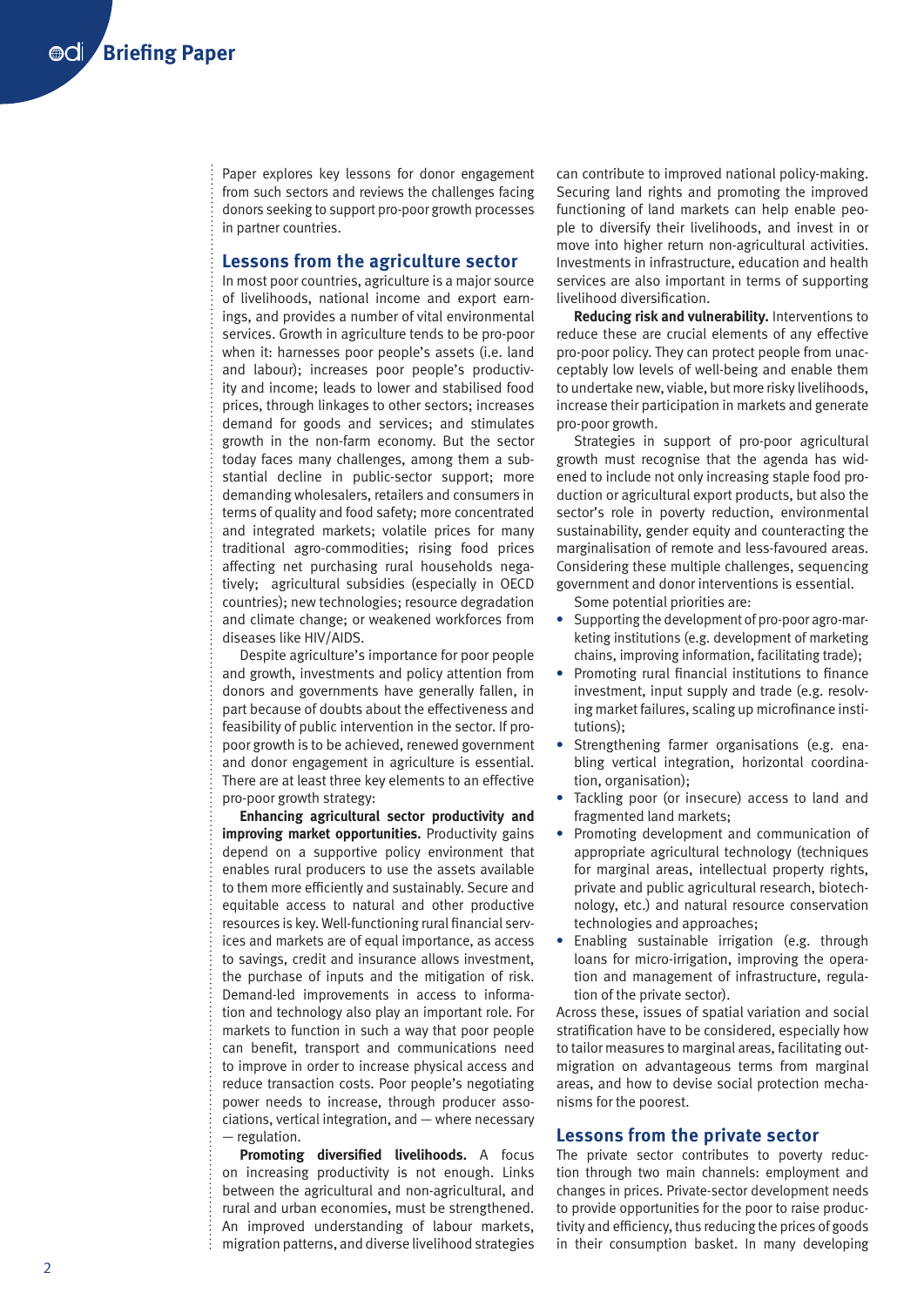Paper explores key lessons for donor engagement from such sectors and reviews the challenges facing donors seeking to support pro-poor growth processes in partner countries.

## Lessons from the agriculture sector

In most poor countries, agriculture is a major source of livelihoods, national income and export earnings, and provides a number of vital environmental services. Growth in agriculture tends to be pro-poor when it: harnesses poor people's assets (i.e. land and labour); increases poor people's productivity and income; leads to lower and stabilised food prices, through linkages to other sectors; increases demand for goods and services; and stimulates growth in the non-farm economy. But the sector today faces many challenges, among them a substantial decline in public-sector support; more demanding wholesalers, retailers and consumers in terms of quality and food safety; more concentrated and integrated markets; volatile prices for many traditional agro-commodities; rising food prices affecting net purchasing rural households negatively; agricultural subsidies (especially in OECD countries); new technologies; resource degradation and climate change; or weakened workforces from diseases like HIV/AIDS.

Despite agriculture's importance for poor people and growth, investments and policy attention from donors and governments have generally fallen, in part because of doubts about the effectiveness and feasibility of public intervention in the sector. If pro-poor growth is to be achieved, renewed government and donor engagement in agriculture is essential. There are at least three key elements to an effective pro-poor growth strategy:

**Enhancing agricultural sector productivity and improving market opportunities.** Productivity gains depend on a supportive policy environment that enables rural producers to use the assets available to them more efficiently and sustainably. Secure and equitable access to natural and other productive resources is key. Well-functioning rural financial services and markets are of equal importance, as access to savings, credit and insurance allows investment, the purchase of inputs and the mitigation of risk. Demand-led improvements in access to information and technology also play an important role. For markets to function in such a way that poor people can benefit, transport and communications need to improve in order to increase physical access and reduce transaction costs. Poor people's negotiating power needs to increase, through producer associations, vertical integration, and — where necessary — regulation.

**Promoting diversified livelihoods.** A focus on increasing productivity is not enough. Links between the agricultural and non-agricultural, and rural and urban economies, must be strengthened. An improved understanding of labour markets, migration patterns, and diverse livelihood strategies can contribute to improved national policy-making. Securing land rights and promoting the improved functioning of land markets can help enable people to diversify their livelihoods, and invest in or move into higher return non-agricultural activities. Investments in infrastructure, education and health services are also important in terms of supporting livelihood diversification.

**Reducing risk and vulnerability.** Interventions to reduce these are crucial elements of any effective pro-poor policy. They can protect people from unacceptably low levels of well-being and enable them to undertake new, viable, but more risky livelihoods, increase their participation in markets and generate pro-poor growth.

Strategies in support of pro-poor agricultural growth must recognise that the agenda has widened to include not only increasing staple food production or agricultural export products, but also the sector's role in poverty reduction, environmental sustainability, gender equity and counteracting the marginalisation of remote and less-favoured areas. Considering these multiple challenges, sequencing government and donor interventions is essential.

Some potential priorities are:

- Supporting the development of pro-poor agro-marketing institutions (e.g. development of marketing chains, improving information, facilitating trade);
- Promoting rural financial institutions to finance investment, input supply and trade (e.g. resolving market failures, scaling up microfinance institutions);
- Strengthening farmer organisations (e.g. enabling vertical integration, horizontal coordination, organisation);
- Tackling poor (or insecure) access to land and fragmented land markets;
- Promoting development and communication of appropriate agricultural technology (techniques for marginal areas, intellectual property rights, private and public agricultural research, biotechnology, etc.) and natural resource conservation technologies and approaches;
- Enabling sustainable irrigation (e.g. through loans for micro-irrigation, improving the operation and management of infrastructure, regulation of the private sector).

Across these, issues of spatial variation and social stratification have to be considered, especially how to tailor measures to marginal areas, facilitating out-migration on advantageous terms from marginal areas, and how to devise social protection mechanisms for the poorest.

## Lessons from the private sector

The private sector contributes to poverty reduction through two main channels: employment and changes in prices. Private-sector development needs to provide opportunities for the poor to raise productivity and efficiency, thus reducing the prices of goods in their consumption basket. In many developing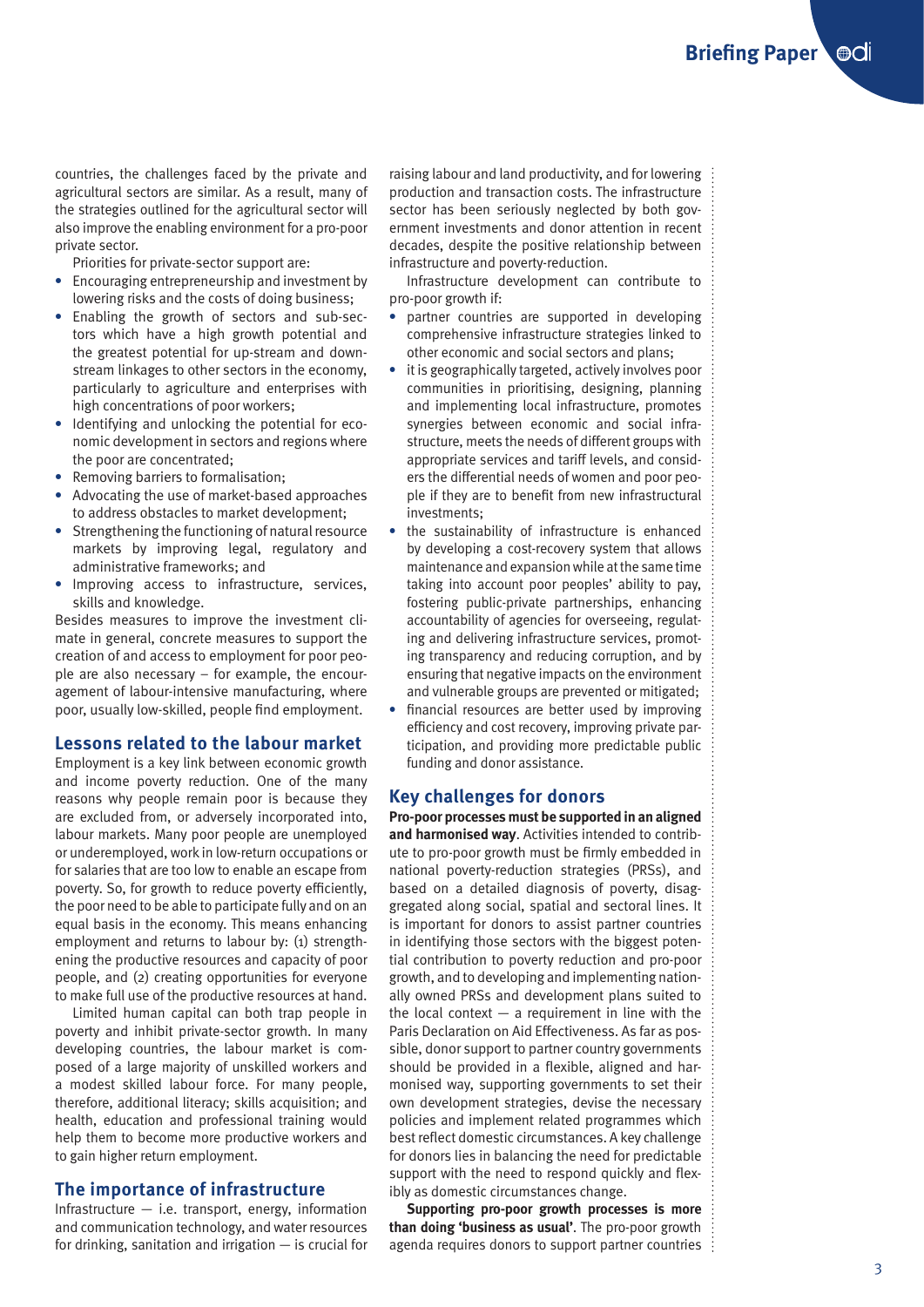countries, the challenges faced by the private and agricultural sectors are similar. As a result, many of the strategies outlined for the agricultural sector will also improve the enabling environment for a pro-poor private sector.

Priorities for private-sector support are:

- Encouraging entrepreneurship and investment by lowering risks and the costs of doing business;
- Enabling the growth of sectors and sub-sectors which have a high growth potential and the greatest potential for up-stream and down-stream linkages to other sectors in the economy, particularly to agriculture and enterprises with high concentrations of poor workers;
- Identifying and unlocking the potential for economic development in sectors and regions where the poor are concentrated;
- Removing barriers to formalisation;
- Advocating the use of market-based approaches to address obstacles to market development;
- Strengthening the functioning of natural resource markets by improving legal, regulatory and administrative frameworks; and
- Improving access to infrastructure, services, skills and knowledge.

Besides measures to improve the investment climate in general, concrete measures to support the creation of and access to employment for poor people are also necessary – for example, the encouragement of labour-intensive manufacturing, where poor, usually low-skilled, people find employment.

## Lessons related to the labour market

Employment is a key link between economic growth and income poverty reduction. One of the many reasons why people remain poor is because they are excluded from, or adversely incorporated into, labour markets. Many poor people are unemployed or underemployed, work in low-return occupations or for salaries that are too low to enable an escape from poverty. So, for growth to reduce poverty efficiently, the poor need to be able to participate fully and on an equal basis in the economy. This means enhancing employment and returns to labour by: (1) strengthening the productive resources and capacity of poor people, and (2) creating opportunities for everyone to make full use of the productive resources at hand.

Limited human capital can both trap people in poverty and inhibit private-sector growth. In many developing countries, the labour market is composed of a large majority of unskilled workers and a modest skilled labour force. For many people, therefore, additional literacy; skills acquisition; and health, education and professional training would help them to become more productive workers and to gain higher return employment.

## The importance of infrastructure

Infrastructure — i.e. transport, energy, information and communication technology, and water resources for drinking, sanitation and irrigation — is crucial for raising labour and land productivity, and for lowering production and transaction costs. The infrastructure sector has been seriously neglected by both government investments and donor attention in recent decades, despite the positive relationship between infrastructure and poverty-reduction.

Infrastructure development can contribute to pro-poor growth if:

- partner countries are supported in developing comprehensive infrastructure strategies linked to other economic and social sectors and plans;
- it is geographically targeted, actively involves poor communities in prioritising, designing, planning and implementing local infrastructure, promotes synergies between economic and social infrastructure, meets the needs of different groups with appropriate services and tariff levels, and considers the differential needs of women and poor people if they are to benefit from new infrastructural investments;
- the sustainability of infrastructure is enhanced by developing a cost-recovery system that allows maintenance and expansion while at the same time taking into account poor peoples' ability to pay, fostering public-private partnerships, enhancing accountability of agencies for overseeing, regulating and delivering infrastructure services, promoting transparency and reducing corruption, and by ensuring that negative impacts on the environment and vulnerable groups are prevented or mitigated;
- financial resources are better used by improving efficiency and cost recovery, improving private participation, and providing more predictable public funding and donor assistance.

## Key challenges for donors

**Pro-poor processes must be supported in an aligned and harmonised way**. Activities intended to contribute to pro-poor growth must be firmly embedded in national poverty-reduction strategies (PRSs), and based on a detailed diagnosis of poverty, disaggregated along social, spatial and sectoral lines. It is important for donors to assist partner countries in identifying those sectors with the biggest potential contribution to poverty reduction and pro-poor growth, and to developing and implementing nationally owned PRSs and development plans suited to the local context — a requirement in line with the Paris Declaration on Aid Effectiveness. As far as possible, donor support to partner country governments should be provided in a flexible, aligned and harmonised way, supporting governments to set their own development strategies, devise the necessary policies and implement related programmes which best reflect domestic circumstances. A key challenge for donors lies in balancing the need for predictable support with the need to respond quickly and flexibly as domestic circumstances change.

**Supporting pro-poor growth processes is more than doing 'business as usual'**. The pro-poor growth agenda requires donors to support partner countries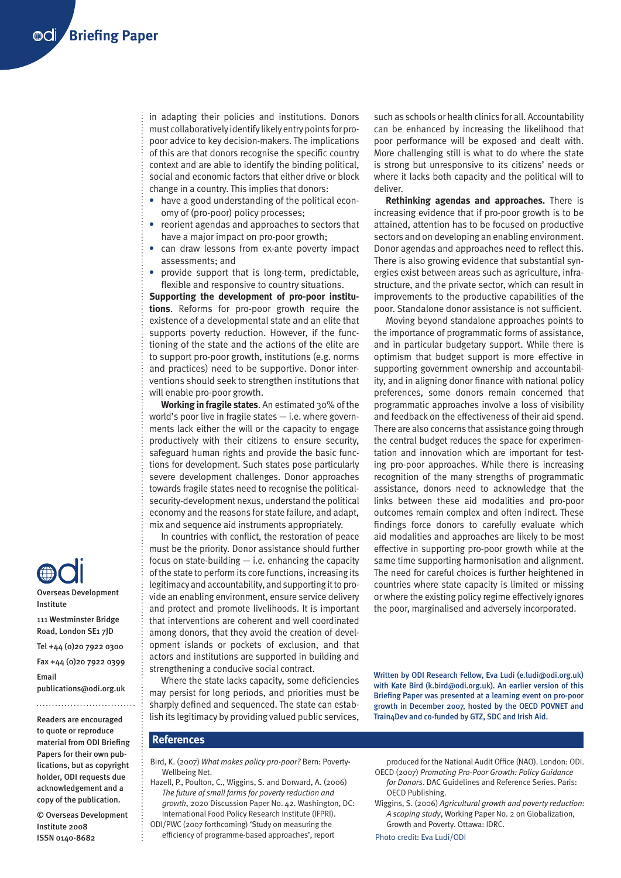in adapting their policies and institutions. Donors must collaboratively identify likely entry points for pro-poor advice to key decision-makers. The implications of this are that donors recognise the specific country context and are able to identify the binding political, social and economic factors that either drive or block change in a country. This implies that donors:

- have a good understanding of the political economy of (pro-poor) policy processes;
- reorient agendas and approaches to sectors that have a major impact on pro-poor growth;
- can draw lessons from ex-ante poverty impact assessments; and
- provide support that is long-term, predictable, flexible and responsive to country situations.

**Supporting the development of pro-poor institutions**. Reforms for pro-poor growth require the existence of a developmental state and an elite that supports poverty reduction. However, if the functioning of the state and the actions of the elite are to support pro-poor growth, institutions (e.g. norms and practices) need to be supportive. Donor interventions should seek to strengthen institutions that will enable pro-poor growth.

**Working in fragile states**. An estimated 30% of the world's poor live in fragile states — i.e. where governments lack either the will or the capacity to engage productively with their citizens to ensure security, safeguard human rights and provide the basic functions for development. Such states pose particularly severe development challenges. Donor approaches towards fragile states need to recognise the political-security-development nexus, understand the political economy and the reasons for state failure, and adapt, mix and sequence aid instruments appropriately.

In countries with conflict, the restoration of peace must be the priority. Donor assistance should further focus on state-building — i.e. enhancing the capacity of the state to perform its core functions, increasing its legitimacy and accountability, and supporting it to provide an enabling environment, ensure service delivery and protect and promote livelihoods. It is important that interventions are coherent and well coordinated among donors, that they avoid the creation of development islands or pockets of exclusion, and that actors and institutions are supported in building and strengthening a conducive social contract.

Where the state lacks capacity, some deficiencies may persist for long periods, and priorities must be sharply defined and sequenced. The state can establish its legitimacy by providing valued public services, such as schools or health clinics for all. Accountability can be enhanced by increasing the likelihood that poor performance will be exposed and dealt with. More challenging still is what to do where the state is strong but unresponsive to its citizens' needs or where it lacks both capacity and the political will to deliver.

**Rethinking agendas and approaches.** There is increasing evidence that if pro-poor growth is to be attained, attention has to be focused on productive sectors and on developing an enabling environment. Donor agendas and approaches need to reflect this. There is also growing evidence that substantial synergies exist between areas such as agriculture, infrastructure, and the private sector, which can result in improvements to the productive capabilities of the poor. Standalone donor assistance is not sufficient.

Moving beyond standalone approaches points to the importance of programmatic forms of assistance, and in particular budgetary support. While there is optimism that budget support is more effective in supporting government ownership and accountability, and in aligning donor finance with national policy preferences, some donors remain concerned that programmatic approaches involve a loss of visibility and feedback on the effectiveness of their aid spend. There are also concerns that assistance going through the central budget reduces the space for experimentation and innovation which are important for testing pro-poor approaches. While there is increasing recognition of the many strengths of programmatic assistance, donors need to acknowledge that the links between these aid modalities and pro-poor outcomes remain complex and often indirect. These findings force donors to carefully evaluate which aid modalities and approaches are likely to be most effective in supporting pro-poor growth while at the same time supporting harmonisation and alignment. The need for careful choices is further heightened in countries where state capacity is limited or missing or where the existing policy regime effectively ignores the poor, marginalised and adversely incorporated.

Written by ODI Research Fellow, Eva Ludi (e.ludi@odi.org.uk) with Kate Bird (k.bird@odi.org.uk). An earlier version of this Briefing Paper was presented at a learning event on pro-poor growth in December 2007, hosted by the OECD POVNET and Train4Dev and co-funded by GTZ, SDC and Irish Aid.

## References

Bird, K. (2007) *What makes policy pro-poor?* Bern: Poverty-Wellbeing Net.

Hazell, P., Poulton, C., Wiggins, S. and Dorward, A. (2006) *The future of small farms for poverty reduction and growth*, 2020 Discussion Paper No. 42. Washington, DC: International Food Policy Research Institute (IFPRI).

ODI/PWC (2007 forthcoming) 'Study on measuring the efficiency of programme-based approaches', report produced for the National Audit Office (NAO). London: ODI.

OECD (2007) *Promoting Pro-Poor Growth: Policy Guidance for Donors*. DAC Guidelines and Reference Series. Paris: OECD Publishing.

Wiggins, S. (2006) *Agricultural growth and poverty reduction: A scoping study*, Working Paper No. 2 on Globalization, Growth and Poverty. Ottawa: IDRC.

Photo credit: Eva Ludi/ODI

Overseas Development Institute

111 Westminster Bridge Road, London SE1 7JD

Tel +44 (0)20 7922 0300

Fax +44 (0)20 7922 0399

Email publications@odi.org.uk

Readers are encouraged to quote or reproduce material from ODI Briefing Papers for their own publications, but as copyright holder, ODI requests due acknowledgement and a copy of the publication.

© Overseas Development Institute 2008
ISSN 0140-8682